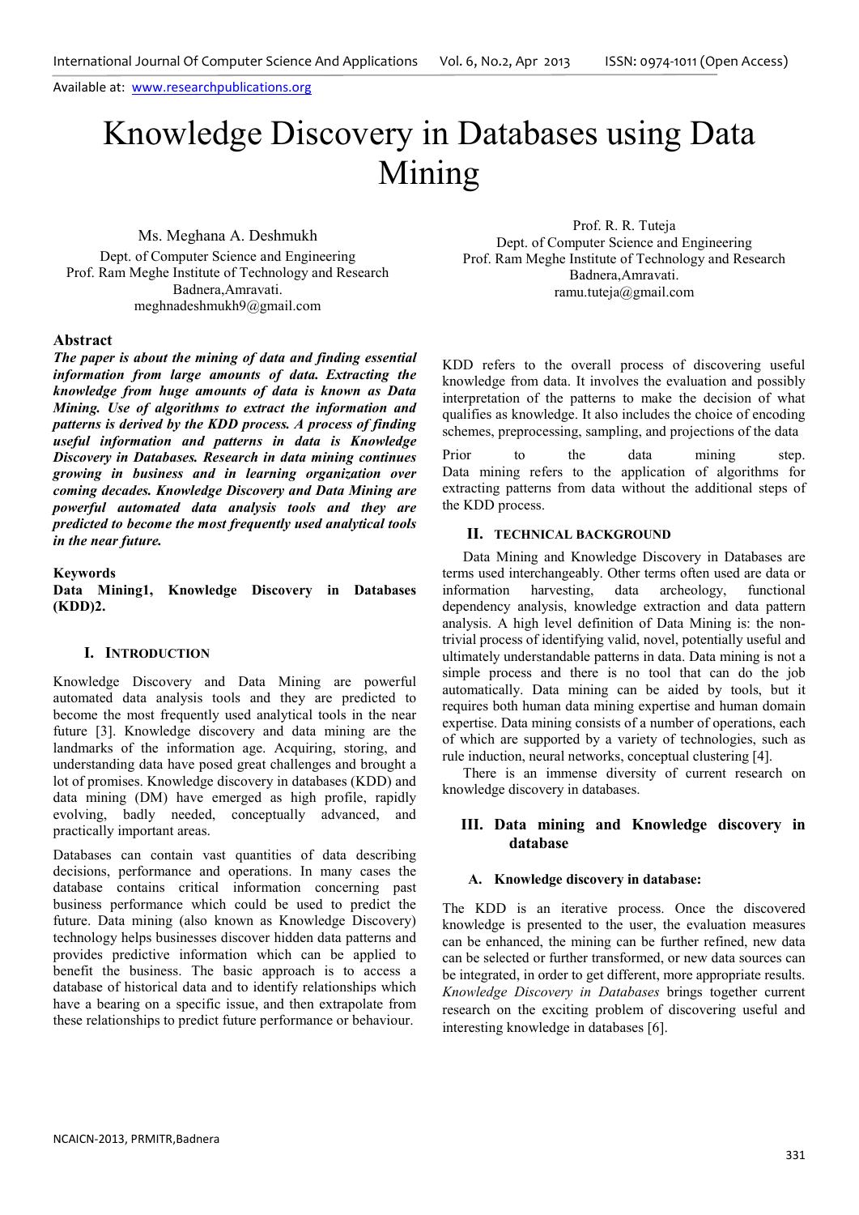Available at: www.researchpublications.org

# Knowledge Discovery in Databases using Data Mining

Ms. Meghana A. Deshmukh
Dept. of Computer Science and Engineering
Prof. Ram Meghe Institute of Technology and Research
Badnera,Amravati.
meghnadeshmukh9@gmail.com

Prof. R. R. Tuteja
Dept. of Computer Science and Engineering
Prof. Ram Meghe Institute of Technology and Research
Badnera,Amravati.
ramu.tuteja@gmail.com

## Abstract

***The paper is about the mining of data and finding essential information from large amounts of data. Extracting the knowledge from huge amounts of data is known as Data Mining. Use of algorithms to extract the information and patterns is derived by the KDD process. A process of finding useful information and patterns in data is Knowledge Discovery in Databases. Research in data mining continues growing in business and in learning organization over coming decades. Knowledge Discovery and Data Mining are powerful automated data analysis tools and they are predicted to become the most frequently used analytical tools in the near future.***

## Keywords

**Data Mining1, Knowledge Discovery in Databases (KDD)2.**

## I. Introduction

Knowledge Discovery and Data Mining are powerful automated data analysis tools and they are predicted to become the most frequently used analytical tools in the near future [3]. Knowledge discovery and data mining are the landmarks of the information age. Acquiring, storing, and understanding data have posed great challenges and brought a lot of promises. Knowledge discovery in databases (KDD) and data mining (DM) have emerged as high profile, rapidly evolving, badly needed, conceptually advanced, and practically important areas.

Databases can contain vast quantities of data describing decisions, performance and operations. In many cases the database contains critical information concerning past business performance which could be used to predict the future. Data mining (also known as Knowledge Discovery) technology helps businesses discover hidden data patterns and provides predictive information which can be applied to benefit the business. The basic approach is to access a database of historical data and to identify relationships which have a bearing on a specific issue, and then extrapolate from these relationships to predict future performance or behaviour.

KDD refers to the overall process of discovering useful knowledge from data. It involves the evaluation and possibly interpretation of the patterns to make the decision of what qualifies as knowledge. It also includes the choice of encoding schemes, preprocessing, sampling, and projections of the data

Prior to the data mining step. Data mining refers to the application of algorithms for extracting patterns from data without the additional steps of the KDD process.

## II. Technical Background

Data Mining and Knowledge Discovery in Databases are terms used interchangeably. Other terms often used are data or information harvesting, data archeology, functional dependency analysis, knowledge extraction and data pattern analysis. A high level definition of Data Mining is: the non-trivial process of identifying valid, novel, potentially useful and ultimately understandable patterns in data. Data mining is not a simple process and there is no tool that can do the job automatically. Data mining can be aided by tools, but it requires both human data mining expertise and human domain expertise. Data mining consists of a number of operations, each of which are supported by a variety of technologies, such as rule induction, neural networks, conceptual clustering [4].

There is an immense diversity of current research on knowledge discovery in databases.

## III. Data mining and Knowledge discovery in database

### A. Knowledge discovery in database:

The KDD is an iterative process. Once the discovered knowledge is presented to the user, the evaluation measures can be enhanced, the mining can be further refined, new data can be selected or further transformed, or new data sources can be integrated, in order to get different, more appropriate results. *Knowledge Discovery in Databases* brings together current research on the exciting problem of discovering useful and interesting knowledge in databases [6].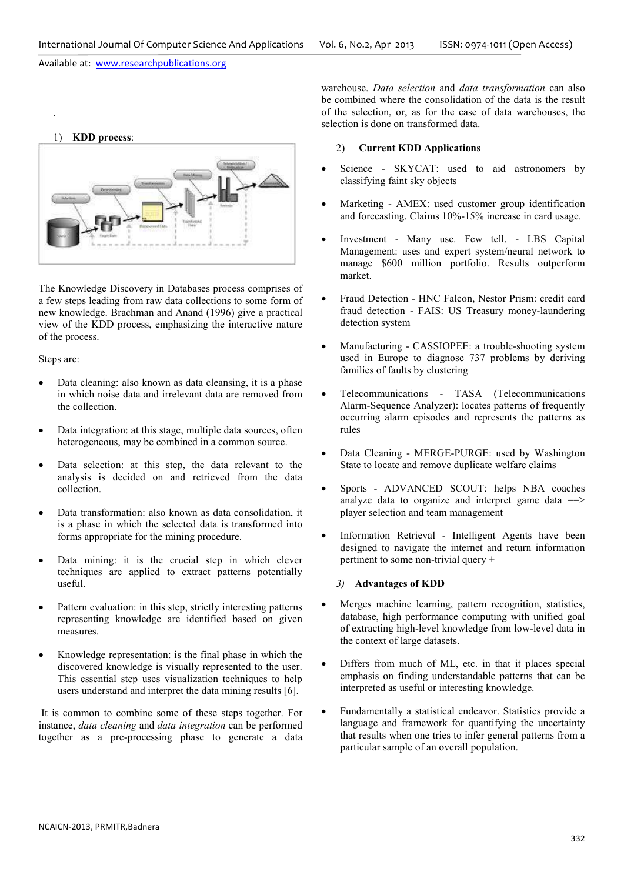.

1) **KDD process**:

The Knowledge Discovery in Databases process comprises of a few steps leading from raw data collections to some form of new knowledge. Brachman and Anand (1996) give a practical view of the KDD process, emphasizing the interactive nature of the process.

Steps are:

- Data cleaning: also known as data cleansing, it is a phase in which noise data and irrelevant data are removed from the collection.
- Data integration: at this stage, multiple data sources, often heterogeneous, may be combined in a common source.
- Data selection: at this step, the data relevant to the analysis is decided on and retrieved from the data collection.
- Data transformation: also known as data consolidation, it is a phase in which the selected data is transformed into forms appropriate for the mining procedure.
- Data mining: it is the crucial step in which clever techniques are applied to extract patterns potentially useful.
- Pattern evaluation: in this step, strictly interesting patterns representing knowledge are identified based on given measures.
- Knowledge representation: is the final phase in which the discovered knowledge is visually represented to the user. This essential step uses visualization techniques to help users understand and interpret the data mining results [6].

It is common to combine some of these steps together. For instance, *data cleaning* and *data integration* can be performed together as a pre-processing phase to generate a data warehouse. *Data selection* and *data transformation* can also be combined where the consolidation of the data is the result of the selection, or, as for the case of data warehouses, the selection is done on transformed data.

2) **Current KDD Applications**

- Science - SKYCAT: used to aid astronomers by classifying faint sky objects
- Marketing - AMEX: used customer group identification and forecasting. Claims 10%-15% increase in card usage.
- Investment - Many use. Few tell. - LBS Capital Management: uses and expert system/neural network to manage $600 million portfolio. Results outperform market.
- Fraud Detection - HNC Falcon, Nestor Prism: credit card fraud detection - FAIS: US Treasury money-laundering detection system
- Manufacturing - CASSIOPEE: a trouble-shooting system used in Europe to diagnose 737 problems by deriving families of faults by clustering
- Telecommunications - TASA (Telecommunications Alarm-Sequence Analyzer): locates patterns of frequently occurring alarm episodes and represents the patterns as rules
- Data Cleaning - MERGE-PURGE: used by Washington State to locate and remove duplicate welfare claims
- Sports - ADVANCED SCOUT: helps NBA coaches analyze data to organize and interpret game data ==> player selection and team management
- Information Retrieval - Intelligent Agents have been designed to navigate the internet and return information pertinent to some non-trivial query +

*3)* **Advantages of KDD**

- Merges machine learning, pattern recognition, statistics, database, high performance computing with unified goal of extracting high-level knowledge from low-level data in the context of large datasets.
- Differs from much of ML, etc. in that it places special emphasis on finding understandable patterns that can be interpreted as useful or interesting knowledge.
- Fundamentally a statistical endeavor. Statistics provide a language and framework for quantifying the uncertainty that results when one tries to infer general patterns from a particular sample of an overall population.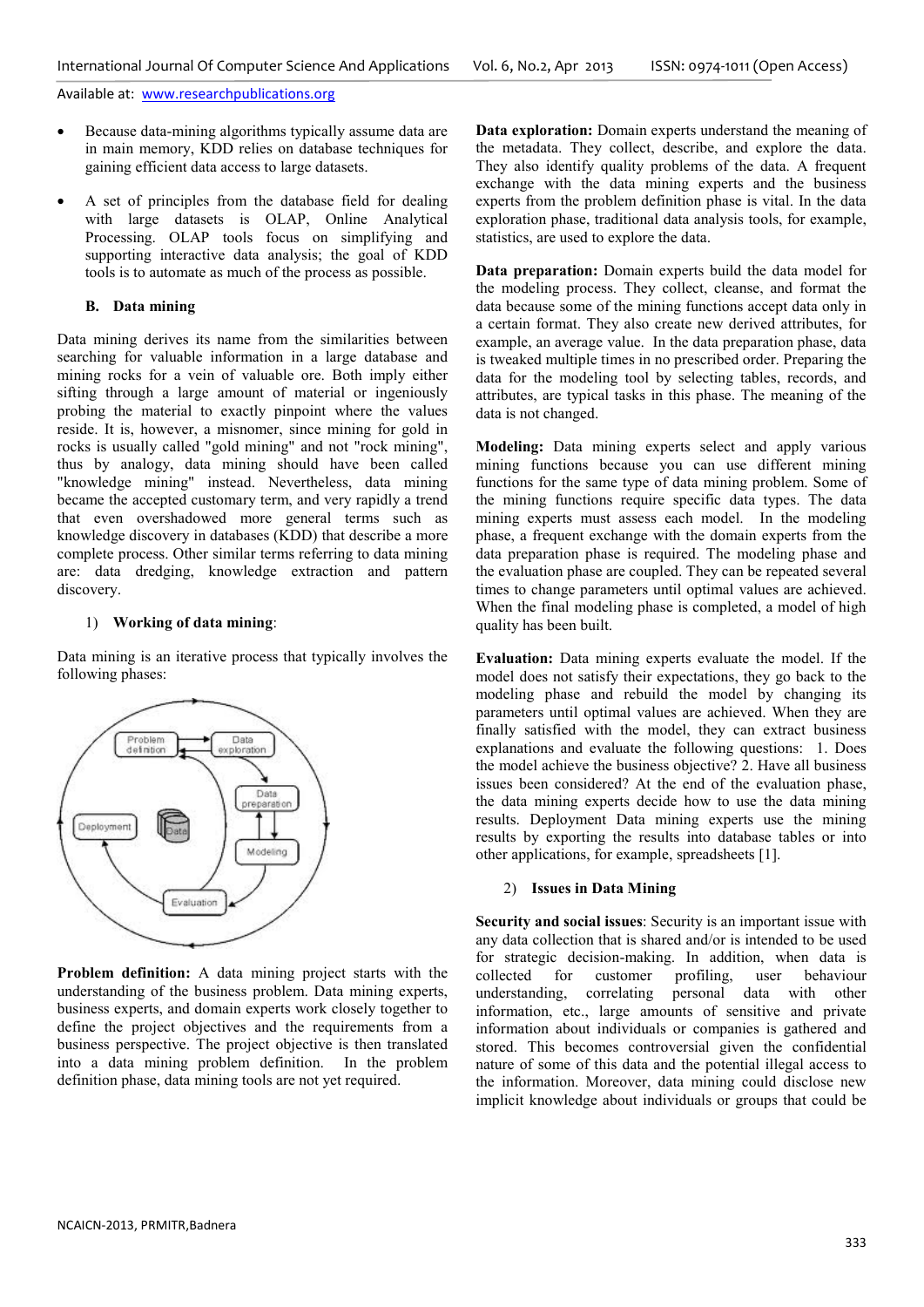- Because data-mining algorithms typically assume data are in main memory, KDD relies on database techniques for gaining efficient data access to large datasets.
- A set of principles from the database field for dealing with large datasets is OLAP, Online Analytical Processing. OLAP tools focus on simplifying and supporting interactive data analysis; the goal of KDD tools is to automate as much of the process as possible.

### B. Data mining

Data mining derives its name from the similarities between searching for valuable information in a large database and mining rocks for a vein of valuable ore. Both imply either sifting through a large amount of material or ingeniously probing the material to exactly pinpoint where the values reside. It is, however, a misnomer, since mining for gold in rocks is usually called "gold mining" and not "rock mining", thus by analogy, data mining should have been called "knowledge mining" instead. Nevertheless, data mining became the accepted customary term, and very rapidly a trend that even overshadowed more general terms such as knowledge discovery in databases (KDD) that describe a more complete process. Other similar terms referring to data mining are: data dredging, knowledge extraction and pattern discovery.

#### 1) Working of data mining:

Data mining is an iterative process that typically involves the following phases:

Problem definition
Data exploration
Data preparation
Modeling
Evaluation
Deployment
Data

**Problem definition:** A data mining project starts with the understanding of the business problem. Data mining experts, business experts, and domain experts work closely together to define the project objectives and the requirements from a business perspective. The project objective is then translated into a data mining problem definition. In the problem definition phase, data mining tools are not yet required.

**Data exploration:** Domain experts understand the meaning of the metadata. They collect, describe, and explore the data. They also identify quality problems of the data. A frequent exchange with the data mining experts and the business experts from the problem definition phase is vital. In the data exploration phase, traditional data analysis tools, for example, statistics, are used to explore the data.

**Data preparation:** Domain experts build the data model for the modeling process. They collect, cleanse, and format the data because some of the mining functions accept data only in a certain format. They also create new derived attributes, for example, an average value. In the data preparation phase, data is tweaked multiple times in no prescribed order. Preparing the data for the modeling tool by selecting tables, records, and attributes, are typical tasks in this phase. The meaning of the data is not changed.

**Modeling:** Data mining experts select and apply various mining functions because you can use different mining functions for the same type of data mining problem. Some of the mining functions require specific data types. The data mining experts must assess each model. In the modeling phase, a frequent exchange with the domain experts from the data preparation phase is required. The modeling phase and the evaluation phase are coupled. They can be repeated several times to change parameters until optimal values are achieved. When the final modeling phase is completed, a model of high quality has been built.

**Evaluation:** Data mining experts evaluate the model. If the model does not satisfy their expectations, they go back to the modeling phase and rebuild the model by changing its parameters until optimal values are achieved. When they are finally satisfied with the model, they can extract business explanations and evaluate the following questions: 1. Does the model achieve the business objective? 2. Have all business issues been considered? At the end of the evaluation phase, the data mining experts decide how to use the data mining results. Deployment Data mining experts use the mining results by exporting the results into database tables or into other applications, for example, spreadsheets [1].

#### 2) Issues in Data Mining

**Security and social issues**: Security is an important issue with any data collection that is shared and/or is intended to be used for strategic decision-making. In addition, when data is collected for customer profiling, user behaviour understanding, correlating personal data with other information, etc., large amounts of sensitive and private information about individuals or companies is gathered and stored. This becomes controversial given the confidential nature of some of this data and the potential illegal access to the information. Moreover, data mining could disclose new implicit knowledge about individuals or groups that could be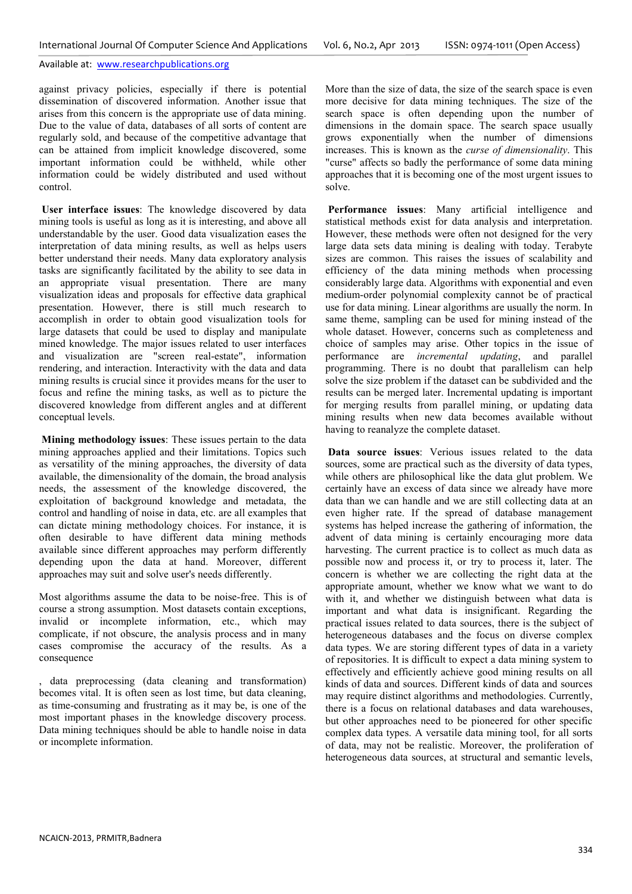against privacy policies, especially if there is potential dissemination of discovered information. Another issue that arises from this concern is the appropriate use of data mining. Due to the value of data, databases of all sorts of content are regularly sold, and because of the competitive advantage that can be attained from implicit knowledge discovered, some important information could be withheld, while other information could be widely distributed and used without control.

**User interface issues**: The knowledge discovered by data mining tools is useful as long as it is interesting, and above all understandable by the user. Good data visualization eases the interpretation of data mining results, as well as helps users better understand their needs. Many data exploratory analysis tasks are significantly facilitated by the ability to see data in an appropriate visual presentation. There are many visualization ideas and proposals for effective data graphical presentation. However, there is still much research to accomplish in order to obtain good visualization tools for large datasets that could be used to display and manipulate mined knowledge. The major issues related to user interfaces and visualization are "screen real-estate", information rendering, and interaction. Interactivity with the data and data mining results is crucial since it provides means for the user to focus and refine the mining tasks, as well as to picture the discovered knowledge from different angles and at different conceptual levels.

**Mining methodology issues**: These issues pertain to the data mining approaches applied and their limitations. Topics such as versatility of the mining approaches, the diversity of data available, the dimensionality of the domain, the broad analysis needs, the assessment of the knowledge discovered, the exploitation of background knowledge and metadata, the control and handling of noise in data, etc. are all examples that can dictate mining methodology choices. For instance, it is often desirable to have different data mining methods available since different approaches may perform differently depending upon the data at hand. Moreover, different approaches may suit and solve user's needs differently.

Most algorithms assume the data to be noise-free. This is of course a strong assumption. Most datasets contain exceptions, invalid or incomplete information, etc., which may complicate, if not obscure, the analysis process and in many cases compromise the accuracy of the results. As a consequence

, data preprocessing (data cleaning and transformation) becomes vital. It is often seen as lost time, but data cleaning, as time-consuming and frustrating as it may be, is one of the most important phases in the knowledge discovery process. Data mining techniques should be able to handle noise in data or incomplete information.

More than the size of data, the size of the search space is even more decisive for data mining techniques. The size of the search space is often depending upon the number of dimensions in the domain space. The search space usually grows exponentially when the number of dimensions increases. This is known as the *curse of dimensionality*. This "curse" affects so badly the performance of some data mining approaches that it is becoming one of the most urgent issues to solve.

**Performance issues**: Many artificial intelligence and statistical methods exist for data analysis and interpretation. However, these methods were often not designed for the very large data sets data mining is dealing with today. Terabyte sizes are common. This raises the issues of scalability and efficiency of the data mining methods when processing considerably large data. Algorithms with exponential and even medium-order polynomial complexity cannot be of practical use for data mining. Linear algorithms are usually the norm. In same theme, sampling can be used for mining instead of the whole dataset. However, concerns such as completeness and choice of samples may arise. Other topics in the issue of performance are *incremental updating*, and parallel programming. There is no doubt that parallelism can help solve the size problem if the dataset can be subdivided and the results can be merged later. Incremental updating is important for merging results from parallel mining, or updating data mining results when new data becomes available without having to reanalyze the complete dataset.

**Data source issues**: Verious issues related to the data sources, some are practical such as the diversity of data types, while others are philosophical like the data glut problem. We certainly have an excess of data since we already have more data than we can handle and we are still collecting data at an even higher rate. If the spread of database management systems has helped increase the gathering of information, the advent of data mining is certainly encouraging more data harvesting. The current practice is to collect as much data as possible now and process it, or try to process it, later. The concern is whether we are collecting the right data at the appropriate amount, whether we know what we want to do with it, and whether we distinguish between what data is important and what data is insignificant. Regarding the practical issues related to data sources, there is the subject of heterogeneous databases and the focus on diverse complex data types. We are storing different types of data in a variety of repositories. It is difficult to expect a data mining system to effectively and efficiently achieve good mining results on all kinds of data and sources. Different kinds of data and sources may require distinct algorithms and methodologies. Currently, there is a focus on relational databases and data warehouses, but other approaches need to be pioneered for other specific complex data types. A versatile data mining tool, for all sorts of data, may not be realistic. Moreover, the proliferation of heterogeneous data sources, at structural and semantic levels,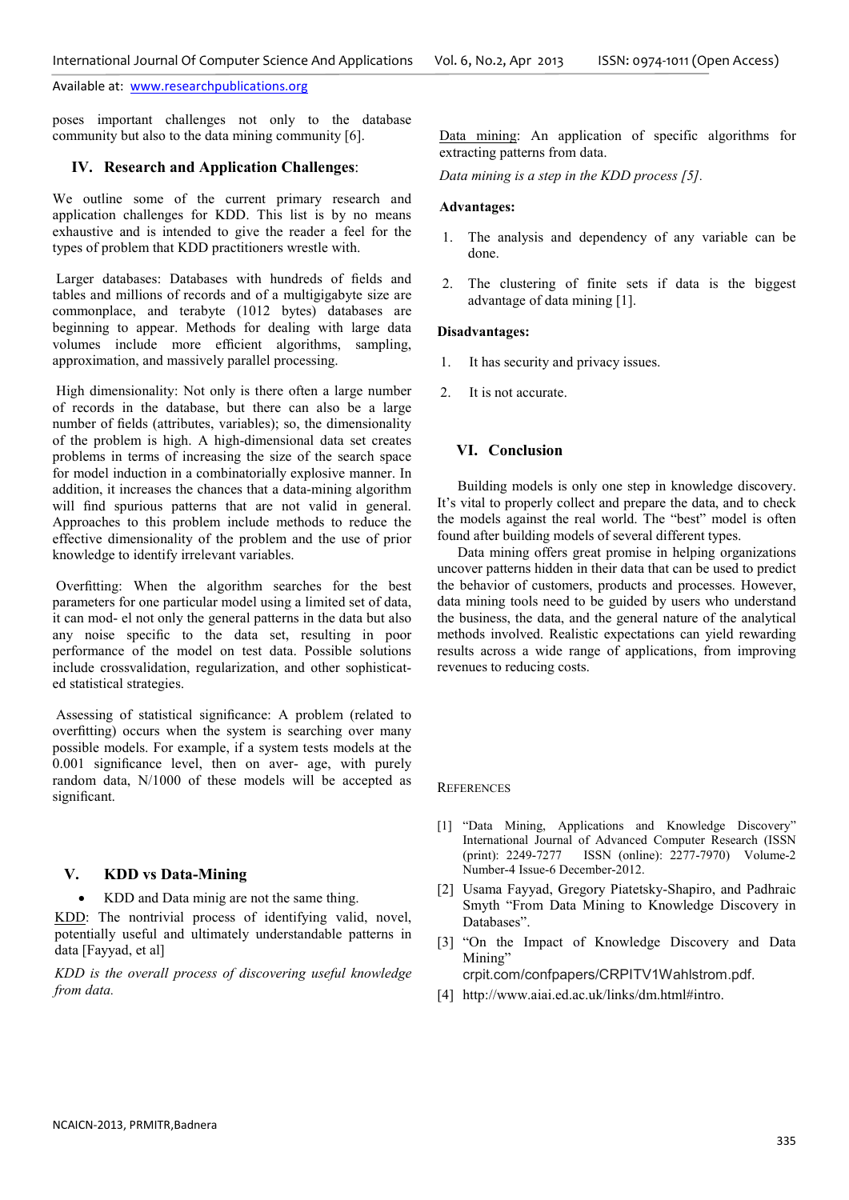poses important challenges not only to the database community but also to the data mining community [6].

## IV. Research and Application Challenges:

We outline some of the current primary research and application challenges for KDD. This list is by no means exhaustive and is intended to give the reader a feel for the types of problem that KDD practitioners wrestle with.

Larger databases: Databases with hundreds of fields and tables and millions of records and of a multigigabyte size are commonplace, and terabyte (1012 bytes) databases are beginning to appear. Methods for dealing with large data volumes include more efficient algorithms, sampling, approximation, and massively parallel processing.

High dimensionality: Not only is there often a large number of records in the database, but there can also be a large number of fields (attributes, variables); so, the dimensionality of the problem is high. A high-dimensional data set creates problems in terms of increasing the size of the search space for model induction in a combinatorially explosive manner. In addition, it increases the chances that a data-mining algorithm will find spurious patterns that are not valid in general. Approaches to this problem include methods to reduce the effective dimensionality of the problem and the use of prior knowledge to identify irrelevant variables.

Overfitting: When the algorithm searches for the best parameters for one particular model using a limited set of data, it can mod- el not only the general patterns in the data but also any noise specific to the data set, resulting in poor performance of the model on test data. Possible solutions include crossvalidation, regularization, and other sophisticated statistical strategies.

Assessing of statistical significance: A problem (related to overfitting) occurs when the system is searching over many possible models. For example, if a system tests models at the 0.001 significance level, then on aver- age, with purely random data, N/1000 of these models will be accepted as significant.

## V. KDD vs Data-Mining

- KDD and Data minig are not the same thing.

KDD: The nontrivial process of identifying valid, novel, potentially useful and ultimately understandable patterns in data [Fayyad, et al]

*KDD is the overall process of discovering useful knowledge from data.*

Data mining: An application of specific algorithms for extracting patterns from data.

*Data mining is a step in the KDD process [5].*

**Advantages:**

1. The analysis and dependency of any variable can be done.
2. The clustering of finite sets if data is the biggest advantage of data mining [1].

**Disadvantages:**

1. It has security and privacy issues.
2. It is not accurate.

## VI. Conclusion

Building models is only one step in knowledge discovery. It's vital to properly collect and prepare the data, and to check the models against the real world. The "best" model is often found after building models of several different types.

Data mining offers great promise in helping organizations uncover patterns hidden in their data that can be used to predict the behavior of customers, products and processes. However, data mining tools need to be guided by users who understand the business, the data, and the general nature of the analytical methods involved. Realistic expectations can yield rewarding results across a wide range of applications, from improving revenues to reducing costs.

## References

[1] "Data Mining, Applications and Knowledge Discovery" International Journal of Advanced Computer Research (ISSN (print): 2249-7277 ISSN (online): 2277-7970) Volume-2 Number-4 Issue-6 December-2012.

[2] Usama Fayyad, Gregory Piatetsky-Shapiro, and Padhraic Smyth "From Data Mining to Knowledge Discovery in Databases".

[3] "On the Impact of Knowledge Discovery and Data Mining" crpit.com/confpapers/CRPITV1Wahlstrom.pdf.

[4] http://www.aiai.ed.ac.uk/links/dm.html#intro.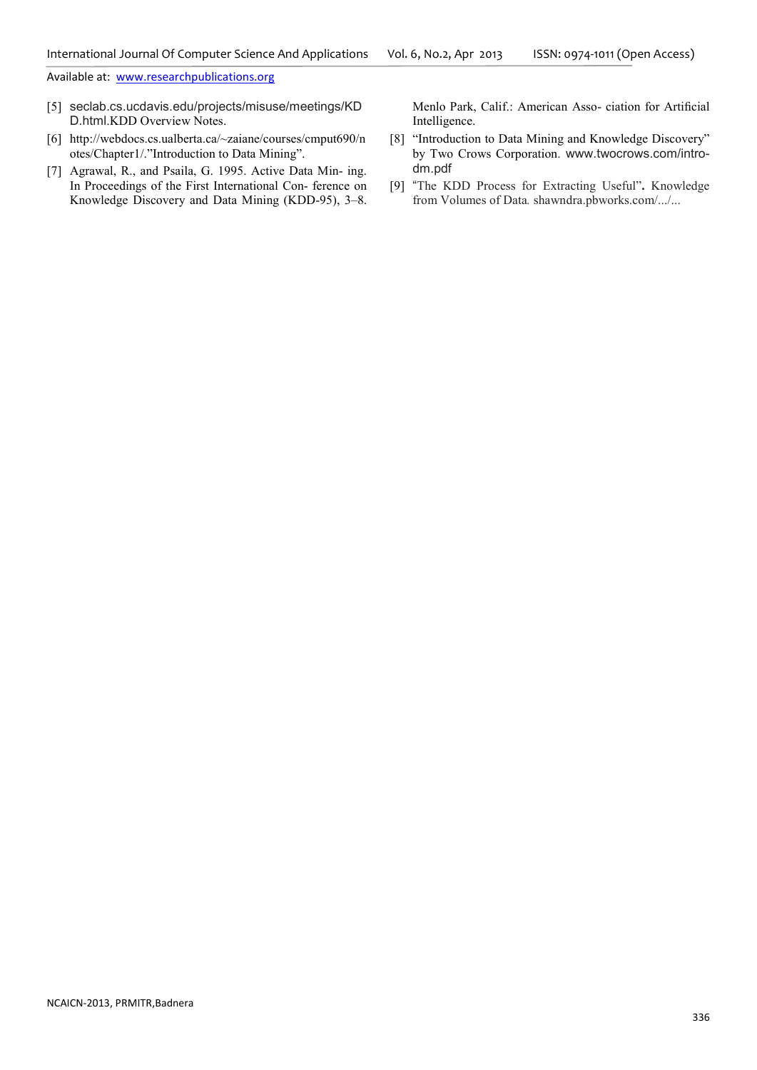[5] seclab.cs.ucdavis.edu/projects/misuse/meetings/KDD.html.KDD Overview Notes.

[6] http://webdocs.cs.ualberta.ca/~zaiane/courses/cmput690/notes/Chapter1/."Introduction to Data Mining".

[7] Agrawal, R., and Psaila, G. 1995. Active Data Min- ing. In Proceedings of the First International Con- ference on Knowledge Discovery and Data Mining (KDD-95), 3–8. Menlo Park, Calif.: American Asso- ciation for Artificial Intelligence.

[8] "Introduction to Data Mining and Knowledge Discovery" by Two Crows Corporation. www.twocrows.com/intro-dm.pdf

[9] "The KDD Process for Extracting Useful". Knowledge from Volumes of Data. shawndra.pbworks.com/.../...